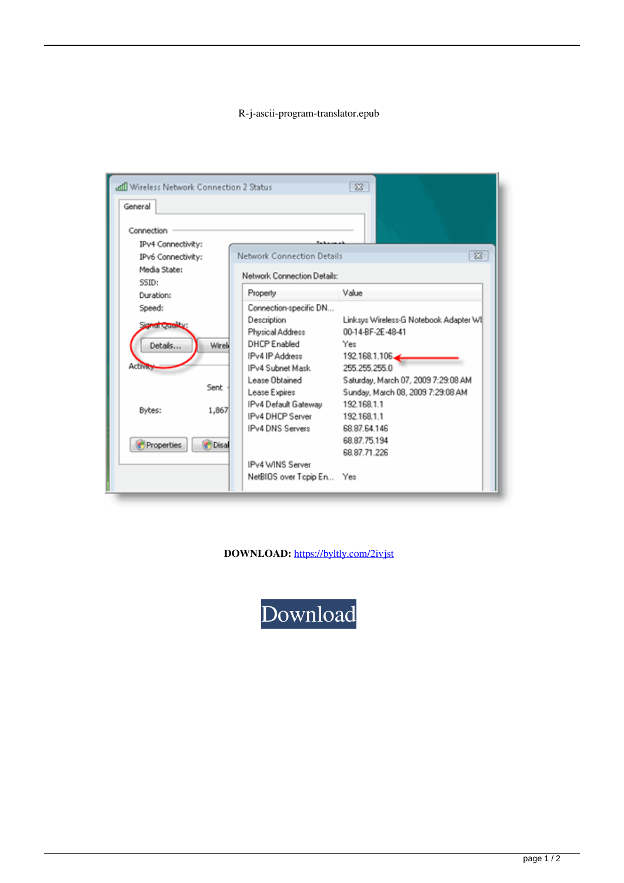R-j-ascii-program-translator.epub

DOWNLOAD: https://byltly.com/2ivjst

Download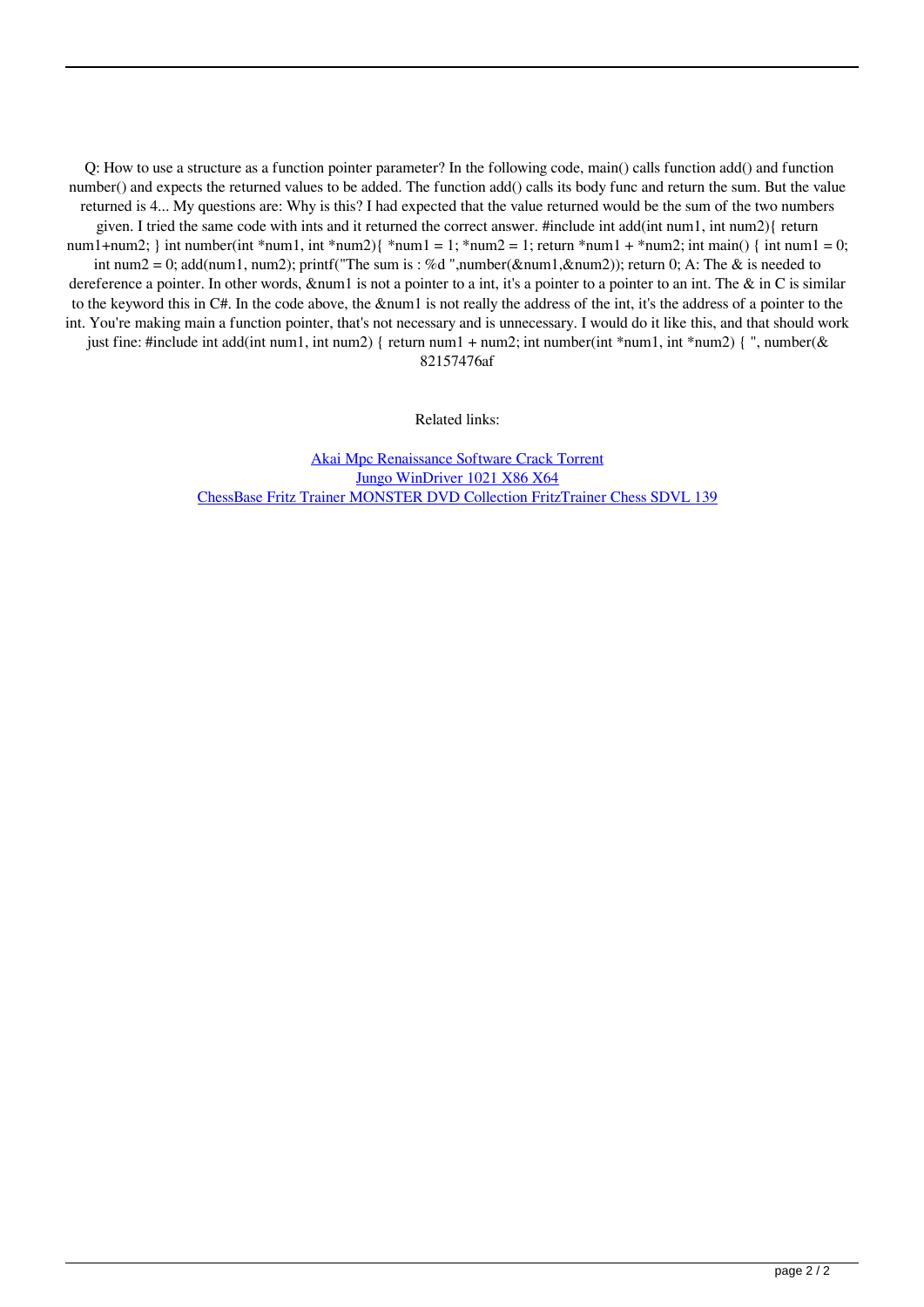Q: How to use a structure as a function pointer parameter? In the following code, main() calls function add() and function number() and expects the returned values to be added. The function add() calls its body func and return the sum. But the value returned is 4... My questions are: Why is this? I had expected that the value returned would be the sum of the two numbers given. I tried the same code with ints and it returned the correct answer. #include int add(int num1, int num2){ return num1+num2; } int number(int *num1, int *num2){ *num1 = 1; *num2 = 1; return *num1 + *num2; int main() { int num1 = 0; int num2 = 0; add(num1, num2); printf("The sum is : %d ",number(&num1,&num2)); return 0; A: The & is needed to dereference a pointer. In other words, &num1 is not a pointer to a int, it's a pointer to a pointer to an int. The & in C is similar to the keyword this in C#. In the code above, the &num1 is not really the address of the int, it's the address of a pointer to the int. You're making main a function pointer, that's not necessary and is unnecessary. I would do it like this, and that should work just fine: #include int add(int num1, int num2) { return num1 + num2; int number(int *num1, int *num2) { ", number(& 82157476af

Related links:

[Akai Mpc Renaissance Software Crack Torrent]()
[Jungo WinDriver 1021 X86 X64]()
[ChessBase Fritz Trainer MONSTER DVD Collection FritzTrainer Chess SDVL 139]()